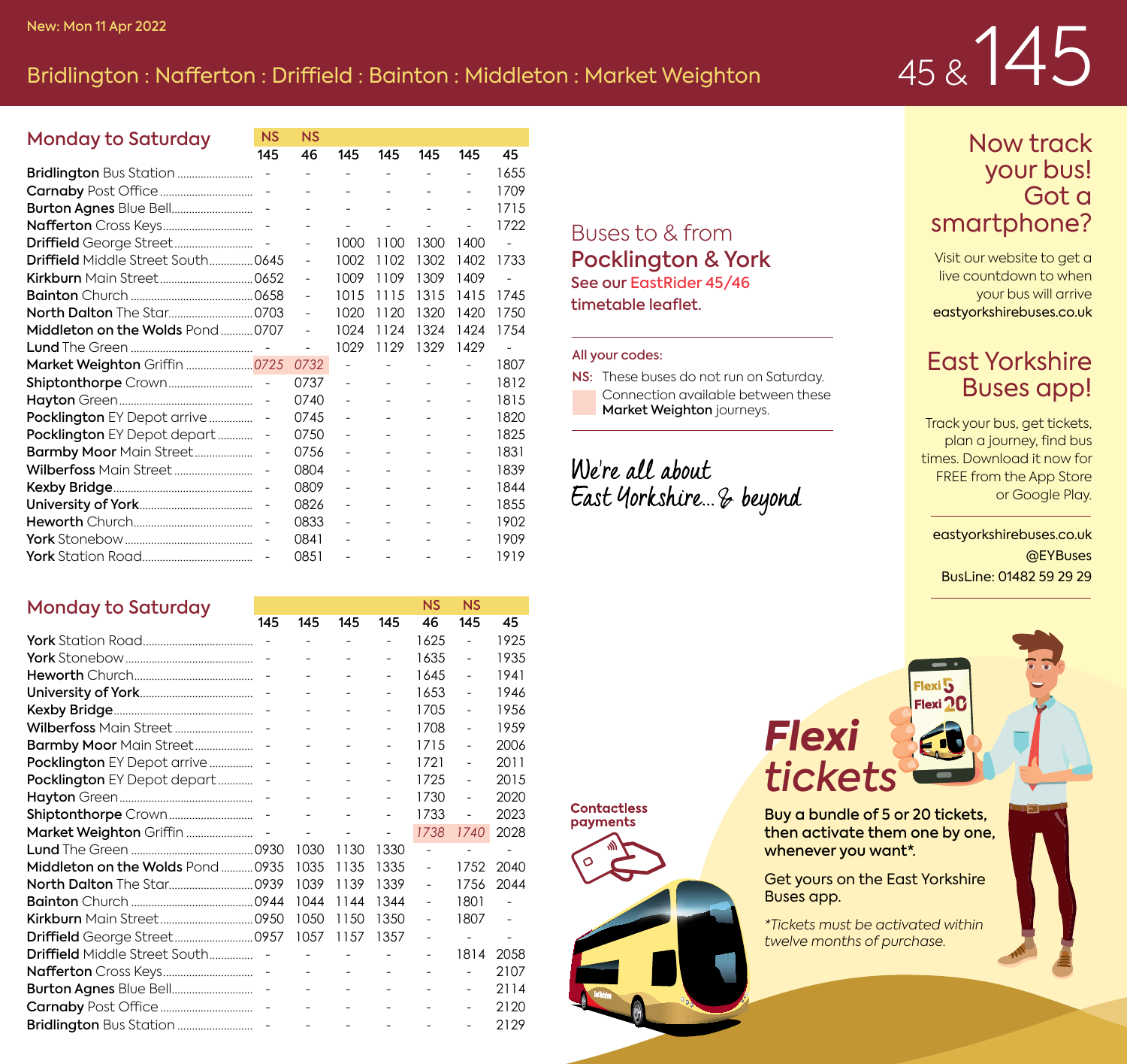New: Mon 11 Apr 2022

# Bridlington : Nafferton : Driffield : Bainton : Middleton : Market Weighton

# 45 & 145

## Monday to Saturday

| | NS | NS | | | | | |
|---|---|---|---|---|---|---|---|
| | 145 | 46 | 145 | 145 | 145 | 145 | 45 |
| **Bridlington** Bus Station | - | - | - | - | - | - | 1655 |
| **Carnaby** Post Office | - | - | - | - | - | - | 1709 |
| **Burton Agnes** Blue Bell | - | - | - | - | - | - | 1715 |
| **Nafferton** Cross Keys | - | - | - | - | - | - | 1722 |
| **Driffield** George Street | - | - | 1000 | 1100 | 1300 | 1400 | - |
| **Driffield** Middle Street South | 0645 | - | 1002 | 1102 | 1302 | 1402 | 1733 |
| **Kirkburn** Main Street | 0652 | - | 1009 | 1109 | 1309 | 1409 | - |
| **Bainton** Church | 0658 | - | 1015 | 1115 | 1315 | 1415 | 1745 |
| **North Dalton** The Star | 0703 | - | 1020 | 1120 | 1320 | 1420 | 1750 |
| **Middleton on the Wolds** Pond | 0707 | - | 1024 | 1124 | 1324 | 1424 | 1754 |
| **Lund** The Green | - | - | 1029 | 1129 | 1329 | 1429 | - |
| **Market Weighton** Griffin | *0725* | *0732* | - | - | - | - | 1807 |
| **Shiptonthorpe** Crown | - | 0737 | - | - | - | - | 1812 |
| **Hayton** Green | - | 0740 | - | - | - | - | 1815 |
| **Pocklington** EY Depot arrive | - | 0745 | - | - | - | - | 1820 |
| **Pocklington** EY Depot depart | - | 0750 | - | - | - | - | 1825 |
| **Barmby Moor** Main Street | - | 0756 | - | - | - | - | 1831 |
| **Wilberfoss** Main Street | - | 0804 | - | - | - | - | 1839 |
| **Kexby Bridge** | - | 0809 | - | - | - | - | 1844 |
| **University of York** | - | 0826 | - | - | - | - | 1855 |
| **Heworth** Church | - | 0833 | - | - | - | - | 1902 |
| **York** Stonebow | - | 0841 | - | - | - | - | 1909 |
| **York** Station Road | - | 0851 | - | - | - | - | 1919 |

## Monday to Saturday

| | | | | | NS | NS | |
|---|---|---|---|---|---|---|---|
| | 145 | 145 | 145 | 145 | 46 | 145 | 45 |
| **York** Station Road | - | - | - | - | 1625 | - | 1925 |
| **York** Stonebow | - | - | - | - | 1635 | - | 1935 |
| **Heworth** Church | - | - | - | - | 1645 | - | 1941 |
| **University of York** | - | - | - | - | 1653 | - | 1946 |
| **Kexby Bridge** | - | - | - | - | 1705 | - | 1956 |
| **Wilberfoss** Main Street | - | - | - | - | 1708 | - | 1959 |
| **Barmby Moor** Main Street | - | - | - | - | 1715 | - | 2006 |
| **Pocklington** EY Depot arrive | - | - | - | - | 1721 | - | 2011 |
| **Pocklington** EY Depot depart | - | - | - | - | 1725 | - | 2015 |
| **Hayton** Green | - | - | - | - | 1730 | - | 2020 |
| **Shiptonthorpe** Crown | - | - | - | - | 1733 | - | 2023 |
| **Market Weighton** Griffin | - | - | - | - | *1738* | *1740* | 2028 |
| **Lund** The Green | 0930 | 1030 | 1130 | 1330 | - | - | - |
| **Middleton on the Wolds** Pond | 0935 | 1035 | 1135 | 1335 | - | 1752 | 2040 |
| **North Dalton** The Star | 0939 | 1039 | 1139 | 1339 | - | 1756 | 2044 |
| **Bainton** Church | 0944 | 1044 | 1144 | 1344 | - | 1801 | - |
| **Kirkburn** Main Street | 0950 | 1050 | 1150 | 1350 | - | 1807 | - |
| **Driffield** George Street | 0957 | 1057 | 1157 | 1357 | - | - | - |
| **Driffield** Middle Street South | - | - | - | - | - | 1814 | 2058 |
| **Nafferton** Cross Keys | - | - | - | - | - | - | 2107 |
| **Burton Agnes** Blue Bell | - | - | - | - | - | - | 2114 |
| **Carnaby** Post Office | - | - | - | - | - | - | 2120 |
| **Bridlington** Bus Station | - | - | - | - | - | - | 2129 |

## Buses to & from **Pocklington & York**

**See our EastRider 45/46 timetable leaflet.**

**All your codes:**

**NS:** These buses do not run on Saturday.

(shaded) Connection available between these **Market Weighton** journeys.

*We're all about East Yorkshire... & beyond*

## Now track your bus! Got a smartphone?

Visit our website to get a live countdown to when your bus will arrive
**eastyorkshirebuses.co.uk**

## East Yorkshire Buses app!

Track your bus, get tickets, plan a journey, find bus times. Download it now for FREE from the App Store or Google Play.

eastyorkshirebuses.co.uk
@EYBuses
BusLine: 01482 59 29 29

## *Flexi tickets*

**Buy a bundle of 5 or 20 tickets, then activate them one by one, whenever you want*.**

Get yours on the East Yorkshire Buses app.

*\*Tickets must be activated within twelve months of purchase.*

**Contactless payments**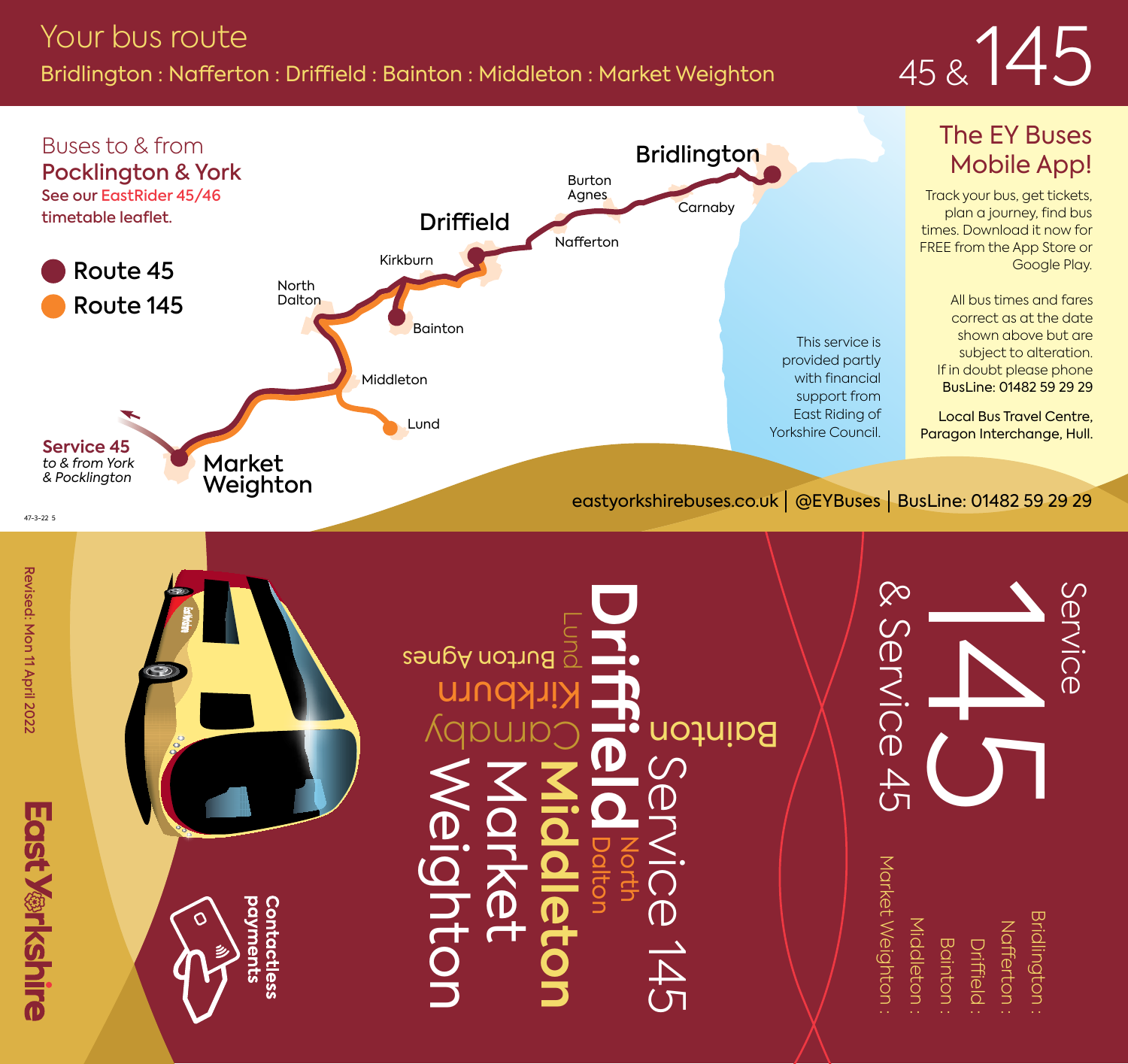# Your bus route

## Bridlington : Nafferton : Driffield : Bainton : Middleton : Market Weighton

45 & 145

Buses to & from **Pocklington & York**

See our EastRider 45/46 timetable leaflet.

- Route 45
- Route 145

Bridlington
Burton Agnes
Carnaby
Nafferton
Driffield
Kirkburn
North Dalton
Bainton
Middleton
Lund
Market Weighton

**Service 45**
*to & from York & Pocklington*

This service is provided partly with financial support from East Riding of Yorkshire Council.

## The EY Buses Mobile App!

Track your bus, get tickets, plan a journey, find bus times. Download it now for FREE from the App Store or Google Play.

All bus times and fares correct as at the date shown above but are subject to alteration. If in doubt please phone **BusLine: 01482 59 29 29**

**Local Bus Travel Centre, Paragon Interchange, Hull.**

eastyorkshirebuses.co.uk | @EYBuses | BusLine: 01482 59 29 29

47-3-22 5

Revised: Mon 11 April 2022

East Yorkshire

**Contactless payments**

Service 145 & Service 45

Bridlington : Nafferton : Driffield : Bainton : Middleton : Market Weighton :

Service 145

Bainton
North Dalton
Driffield
Lund
Middleton
Kirkburn
Carnaby
Burton Agnes
Market Weighton